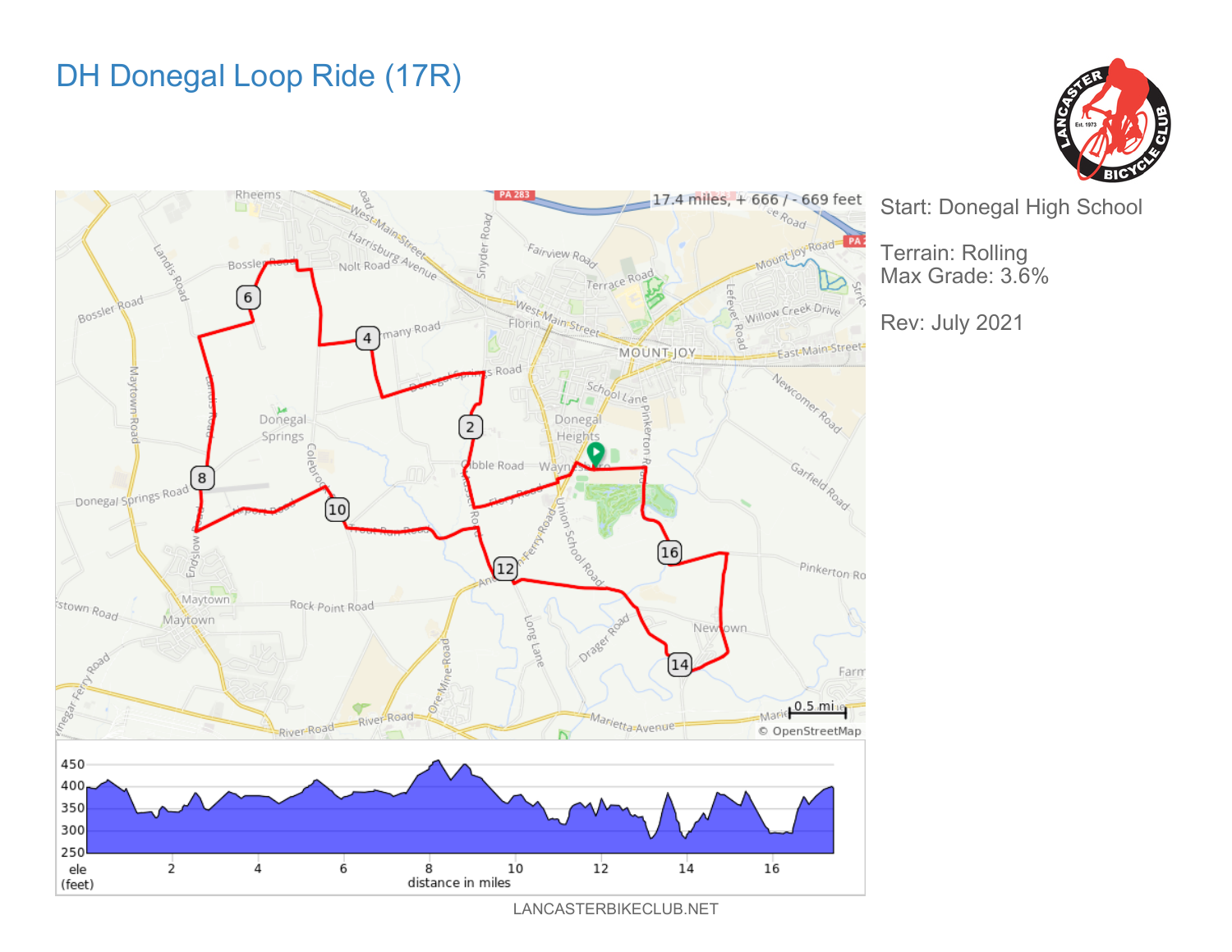# DH Donegal Loop Ride (17R)

17.4 miles, + 666 / - 669 feet

Start: Donegal High School

Terrain: Rolling
Max Grade: 3.6%

Rev: July 2021

LANCASTERBIKECLUB.NET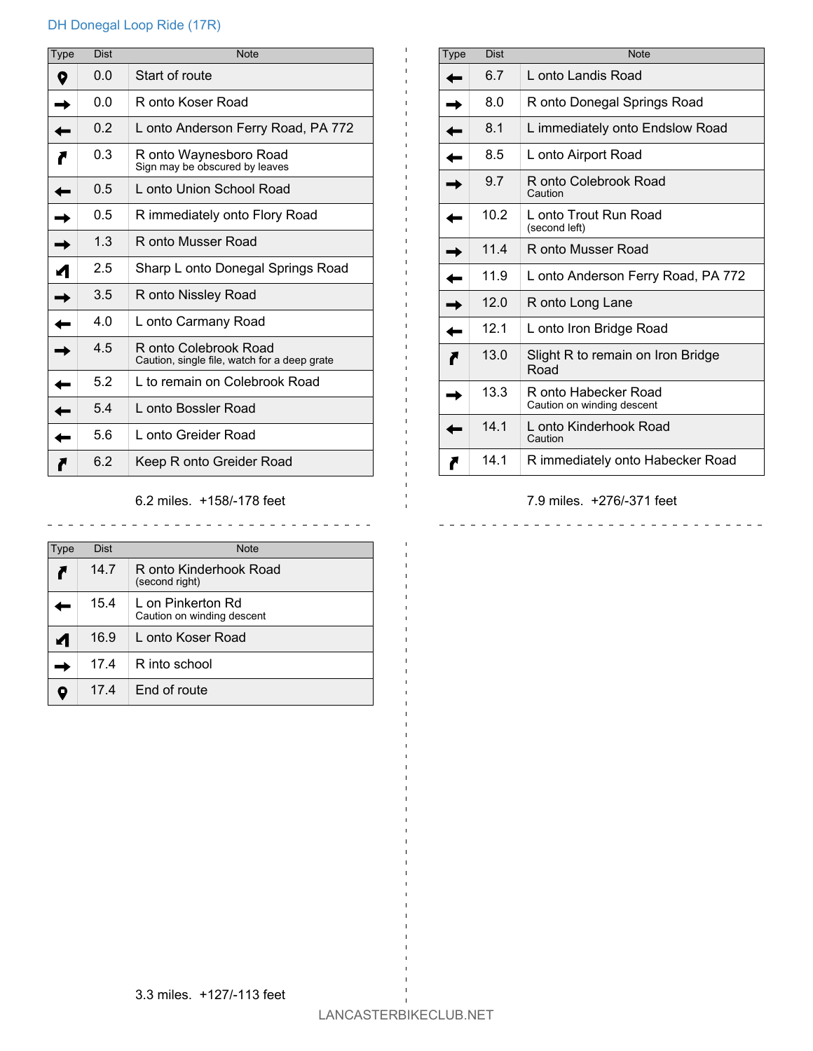DH Donegal Loop Ride (17R)

| Type | Dist | Note |
| --- | --- | --- |
| | 0.0 | Start of route |
| | 0.0 | R onto Koser Road |
| | 0.2 | L onto Anderson Ferry Road, PA 772 |
| | 0.3 | R onto Waynesboro Road<br>Sign may be obscured by leaves |
| | 0.5 | L onto Union School Road |
| | 0.5 | R immediately onto Flory Road |
| | 1.3 | R onto Musser Road |
| | 2.5 | Sharp L onto Donegal Springs Road |
| | 3.5 | R onto Nissley Road |
| | 4.0 | L onto Carmany Road |
| | 4.5 | R onto Colebrook Road<br>Caution, single file, watch for a deep grate |
| | 5.2 | L to remain on Colebrook Road |
| | 5.4 | L onto Bossler Road |
| | 5.6 | L onto Greider Road |
| | 6.2 | Keep R onto Greider Road |

6.2 miles. +158/-178 feet

| Type | Dist | Note |
| --- | --- | --- |
| | 6.7 | L onto Landis Road |
| | 8.0 | R onto Donegal Springs Road |
| | 8.1 | L immediately onto Endslow Road |
| | 8.5 | L onto Airport Road |
| | 9.7 | R onto Colebrook Road<br>Caution |
| | 10.2 | L onto Trout Run Road<br>(second left) |
| | 11.4 | R onto Musser Road |
| | 11.9 | L onto Anderson Ferry Road, PA 772 |
| | 12.0 | R onto Long Lane |
| | 12.1 | L onto Iron Bridge Road |
| | 13.0 | Slight R to remain on Iron Bridge Road |
| | 13.3 | R onto Habecker Road<br>Caution on winding descent |
| | 14.1 | L onto Kinderhook Road<br>Caution |
| | 14.1 | R immediately onto Habecker Road |

7.9 miles. +276/-371 feet

| Type | Dist | Note |
| --- | --- | --- |
| | 14.7 | R onto Kinderhook Road<br>(second right) |
| | 15.4 | L on Pinkerton Rd<br>Caution on winding descent |
| | 16.9 | L onto Koser Road |
| | 17.4 | R into school |
| | 17.4 | End of route |

3.3 miles. +127/-113 feet

LANCASTERBIKECLUB.NET